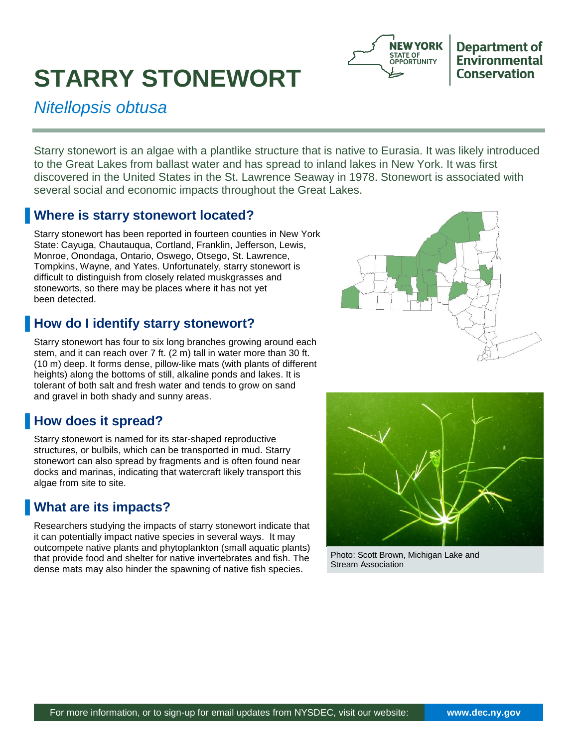# STARRY STONEWORT

*Nitellopsis obtusa*

Starry stonewort is an algae with a plantlike structure that is native to Eurasia. It was likely introduced to the Great Lakes from ballast water and has spread to inland lakes in New York. It was first discovered in the United States in the St. Lawrence Seaway in 1978. Stonewort is associated with several social and economic impacts throughout the Great Lakes.

## Where is starry stonewort located?

Starry stonewort has been reported in fourteen counties in New York State: Cayuga, Chautauqua, Cortland, Franklin, Jefferson, Lewis, Monroe, Onondaga, Ontario, Oswego, Otsego, St. Lawrence, Tompkins, Wayne, and Yates. Unfortunately, starry stonewort is difficult to distinguish from closely related muskgrasses and stoneworts, so there may be places where it has not yet been detected.

## How do I identify starry stonewort?

Starry stonewort has four to six long branches growing around each stem, and it can reach over 7 ft. (2 m) tall in water more than 30 ft. (10 m) deep. It forms dense, pillow-like mats (with plants of different heights) along the bottoms of still, alkaline ponds and lakes. It is tolerant of both salt and fresh water and tends to grow on sand and gravel in both shady and sunny areas.

## How does it spread?

Starry stonewort is named for its star-shaped reproductive structures, or bulbils, which can be transported in mud. Starry stonewort can also spread by fragments and is often found near docks and marinas, indicating that watercraft likely transport this algae from site to site.

## What are its impacts?

Researchers studying the impacts of starry stonewort indicate that it can potentially impact native species in several ways. It may outcompete native plants and phytoplankton (small aquatic plants) that provide food and shelter for native invertebrates and fish. The dense mats may also hinder the spawning of native fish species.

Photo: Scott Brown, Michigan Lake and Stream Association

For more information, or to sign-up for email updates from NYSDEC, visit our website: **www.dec.ny.gov**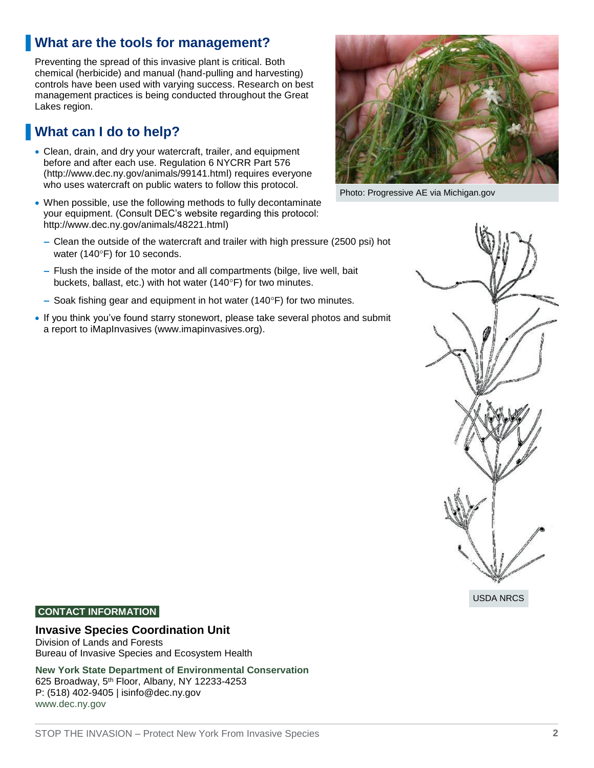## What are the tools for management?

Preventing the spread of this invasive plant is critical. Both chemical (herbicide) and manual (hand-pulling and harvesting) controls have been used with varying success. Research on best management practices is being conducted throughout the Great Lakes region.

## What can I do to help?

- Clean, drain, and dry your watercraft, trailer, and equipment before and after each use. Regulation 6 NYCRR Part 576 (http://www.dec.ny.gov/animals/99141.html) requires everyone who uses watercraft on public waters to follow this protocol.
- When possible, use the following methods to fully decontaminate your equipment. (Consult DEC's website regarding this protocol: http://www.dec.ny.gov/animals/48221.html)
  - Clean the outside of the watercraft and trailer with high pressure (2500 psi) hot water (140°F) for 10 seconds.
  - Flush the inside of the motor and all compartments (bilge, live well, bait buckets, ballast, etc.) with hot water (140°F) for two minutes.
  - Soak fishing gear and equipment in hot water (140°F) for two minutes.
- If you think you've found starry stonewort, please take several photos and submit a report to iMapInvasives (www.imapinvasives.org).

Photo: Progressive AE via Michigan.gov

USDA NRCS

**CONTACT INFORMATION**

### Invasive Species Coordination Unit

Division of Lands and Forests
Bureau of Invasive Species and Ecosystem Health

**New York State Department of Environmental Conservation**
625 Broadway, 5th Floor, Albany, NY 12233-4253
P: (518) 402-9405 | isinfo@dec.ny.gov
www.dec.ny.gov